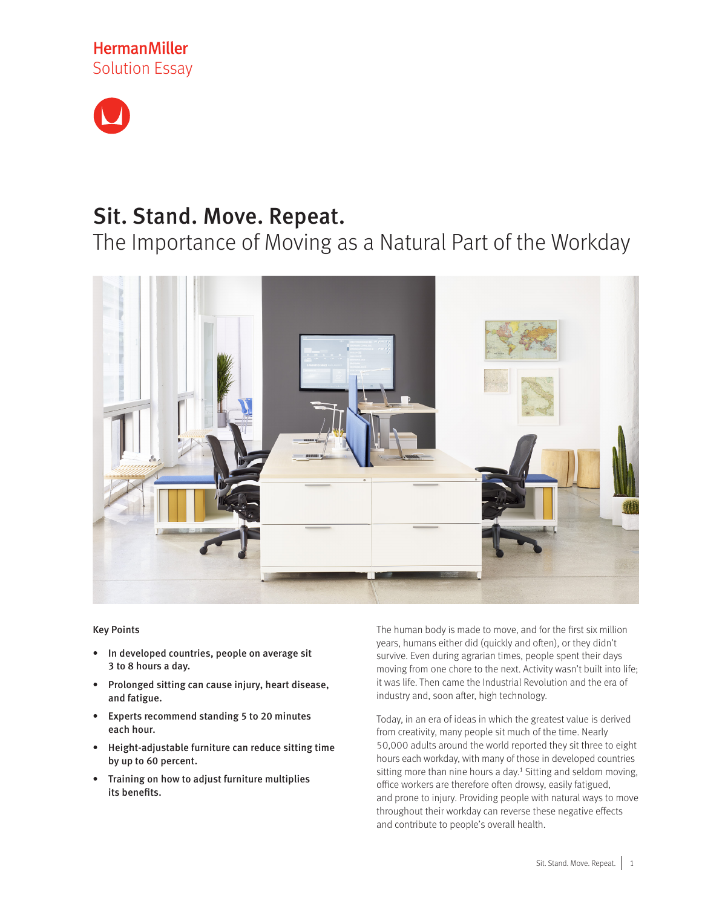HermanMiller
Solution Essay

# Sit. Stand. Move. Repeat.

## The Importance of Moving as a Natural Part of the Workday

**Key Points**

- **In developed countries, people on average sit 3 to 8 hours a day.**
- **Prolonged sitting can cause injury, heart disease, and fatigue.**
- **Experts recommend standing 5 to 20 minutes each hour.**
- **Height-adjustable furniture can reduce sitting time by up to 60 percent.**
- **Training on how to adjust furniture multiplies its benefits.**

The human body is made to move, and for the first six million years, humans either did (quickly and often), or they didn't survive. Even during agrarian times, people spent their days moving from one chore to the next. Activity wasn't built into life; it was life. Then came the Industrial Revolution and the era of industry and, soon after, high technology.

Today, in an era of ideas in which the greatest value is derived from creativity, many people sit much of the time. Nearly 50,000 adults around the world reported they sit three to eight hours each workday, with many of those in developed countries sitting more than nine hours a day.[1] Sitting and seldom moving, office workers are therefore often drowsy, easily fatigued, and prone to injury. Providing people with natural ways to move throughout their workday can reverse these negative effects and contribute to people's overall health.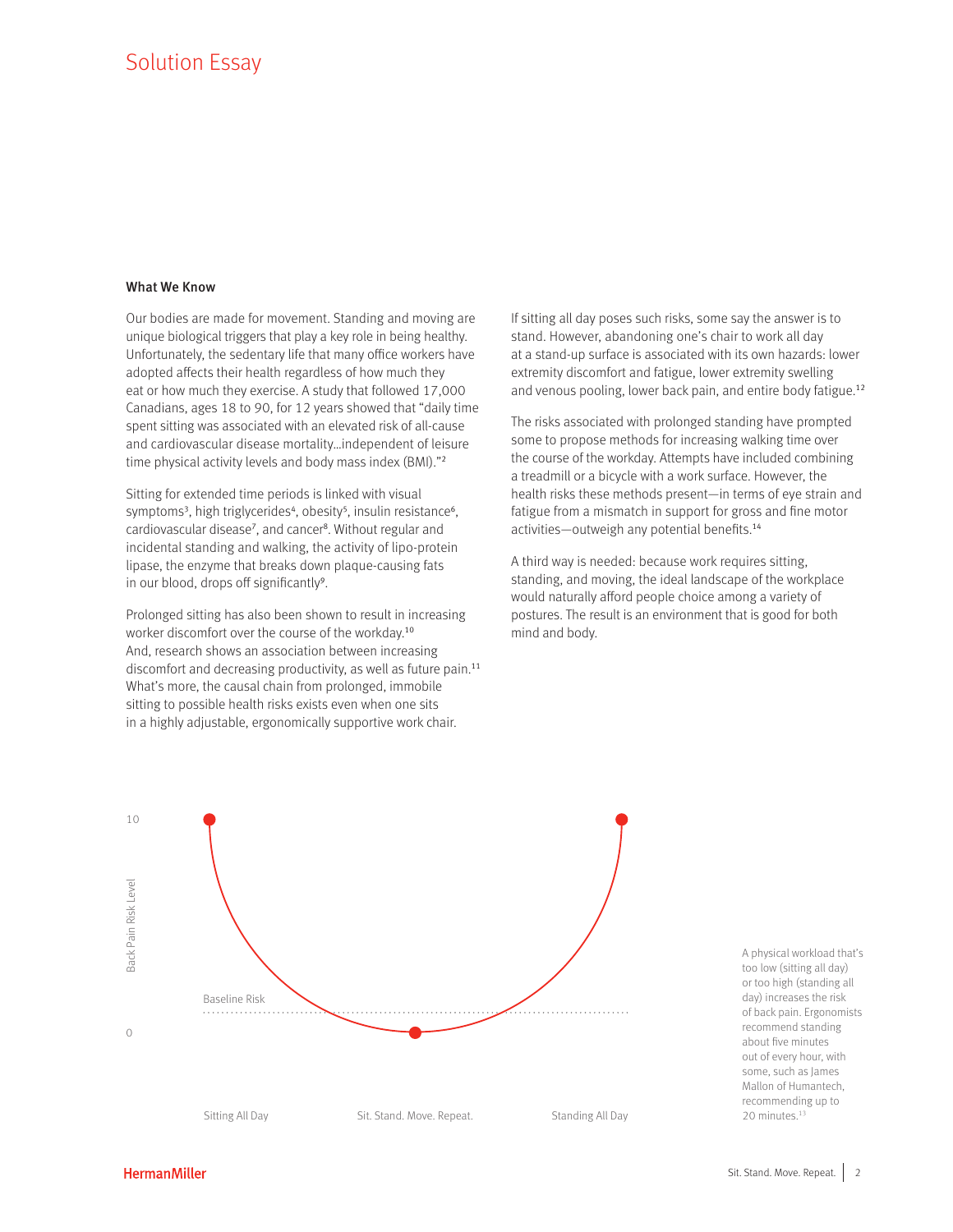## Solution Essay

### What We Know

Our bodies are made for movement. Standing and moving are unique biological triggers that play a key role in being healthy. Unfortunately, the sedentary life that many office workers have adopted affects their health regardless of how much they eat or how much they exercise. A study that followed 17,000 Canadians, ages 18 to 90, for 12 years showed that "daily time spent sitting was associated with an elevated risk of all-cause and cardiovascular disease mortality…independent of leisure time physical activity levels and body mass index (BMI)."[2]

Sitting for extended time periods is linked with visual symptoms[3], high triglycerides[4], obesity[5], insulin resistance[6], cardiovascular disease[7], and cancer[8]. Without regular and incidental standing and walking, the activity of lipo-protein lipase, the enzyme that breaks down plaque-causing fats in our blood, drops off significantly[9].

Prolonged sitting has also been shown to result in increasing worker discomfort over the course of the workday.[10] And, research shows an association between increasing discomfort and decreasing productivity, as well as future pain.[11] What's more, the causal chain from prolonged, immobile sitting to possible health risks exists even when one sits in a highly adjustable, ergonomically supportive work chair.

If sitting all day poses such risks, some say the answer is to stand. However, abandoning one's chair to work all day at a stand-up surface is associated with its own hazards: lower extremity discomfort and fatigue, lower extremity swelling and venous pooling, lower back pain, and entire body fatigue.[12]

The risks associated with prolonged standing have prompted some to propose methods for increasing walking time over the course of the workday. Attempts have included combining a treadmill or a bicycle with a work surface. However, the health risks these methods present—in terms of eye strain and fatigue from a mismatch in support for gross and fine motor activities—outweigh any potential benefits.[14]

A third way is needed: because work requires sitting, standing, and moving, the ideal landscape of the workplace would naturally afford people choice among a variety of postures. The result is an environment that is good for both mind and body.

Back Pain Risk Level (0–10) — Baseline Risk — Sitting All Day / Sit. Stand. Move. Repeat. / Standing All Day

A physical workload that's too low (sitting all day) or too high (standing all day) increases the risk of back pain. Ergonomists recommend standing about five minutes out of every hour, with some, such as James Mallon of Humantech, recommending up to 20 minutes.[13]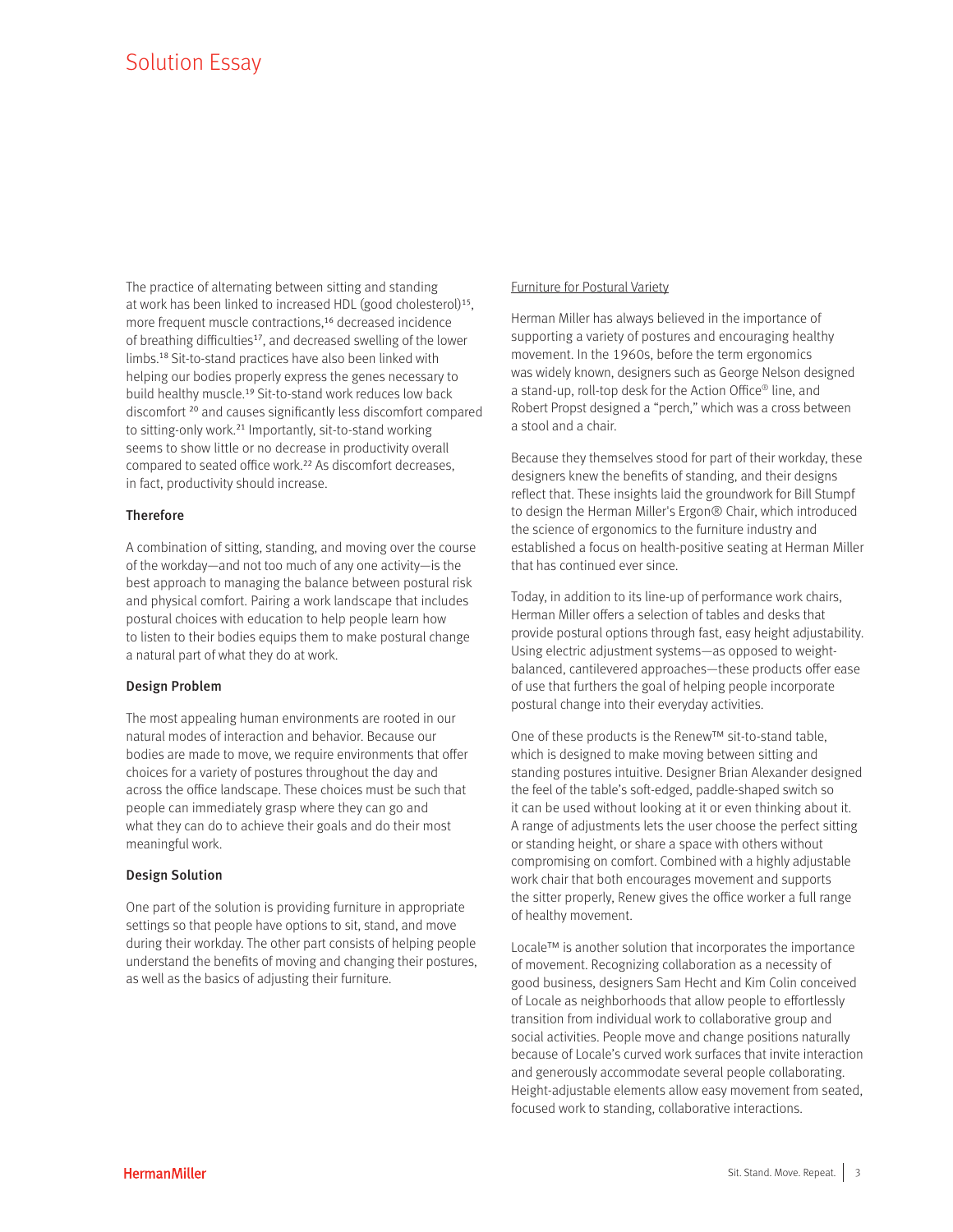## Solution Essay

The practice of alternating between sitting and standing at work has been linked to increased HDL (good cholesterol)[15], more frequent muscle contractions,[16] decreased incidence of breathing difficulties[17], and decreased swelling of the lower limbs.[18] Sit-to-stand practices have also been linked with helping our bodies properly express the genes necessary to build healthy muscle.[19] Sit-to-stand work reduces low back discomfort [20] and causes significantly less discomfort compared to sitting-only work.[21] Importantly, sit-to-stand working seems to show little or no decrease in productivity overall compared to seated office work.[22] As discomfort decreases, in fact, productivity should increase.

**Therefore**

A combination of sitting, standing, and moving over the course of the workday—and not too much of any one activity—is the best approach to managing the balance between postural risk and physical comfort. Pairing a work landscape that includes postural choices with education to help people learn how to listen to their bodies equips them to make postural change a natural part of what they do at work.

**Design Problem**

The most appealing human environments are rooted in our natural modes of interaction and behavior. Because our bodies are made to move, we require environments that offer choices for a variety of postures throughout the day and across the office landscape. These choices must be such that people can immediately grasp where they can go and what they can do to achieve their goals and do their most meaningful work.

**Design Solution**

One part of the solution is providing furniture in appropriate settings so that people have options to sit, stand, and move during their workday. The other part consists of helping people understand the benefits of moving and changing their postures, as well as the basics of adjusting their furniture.

Furniture for Postural Variety

Herman Miller has always believed in the importance of supporting a variety of postures and encouraging healthy movement. In the 1960s, before the term ergonomics was widely known, designers such as George Nelson designed a stand-up, roll-top desk for the Action Office® line, and Robert Propst designed a "perch," which was a cross between a stool and a chair.

Because they themselves stood for part of their workday, these designers knew the benefits of standing, and their designs reflect that. These insights laid the groundwork for Bill Stumpf to design the Herman Miller's Ergon® Chair, which introduced the science of ergonomics to the furniture industry and established a focus on health-positive seating at Herman Miller that has continued ever since.

Today, in addition to its line-up of performance work chairs, Herman Miller offers a selection of tables and desks that provide postural options through fast, easy height adjustability. Using electric adjustment systems—as opposed to weight-balanced, cantilevered approaches—these products offer ease of use that furthers the goal of helping people incorporate postural change into their everyday activities.

One of these products is the Renew™ sit-to-stand table, which is designed to make moving between sitting and standing postures intuitive. Designer Brian Alexander designed the feel of the table's soft-edged, paddle-shaped switch so it can be used without looking at it or even thinking about it. A range of adjustments lets the user choose the perfect sitting or standing height, or share a space with others without compromising on comfort. Combined with a highly adjustable work chair that both encourages movement and supports the sitter properly, Renew gives the office worker a full range of healthy movement.

Locale™ is another solution that incorporates the importance of movement. Recognizing collaboration as a necessity of good business, designers Sam Hecht and Kim Colin conceived of Locale as neighborhoods that allow people to effortlessly transition from individual work to collaborative group and social activities. People move and change positions naturally because of Locale's curved work surfaces that invite interaction and generously accommodate several people collaborating. Height-adjustable elements allow easy movement from seated, focused work to standing, collaborative interactions.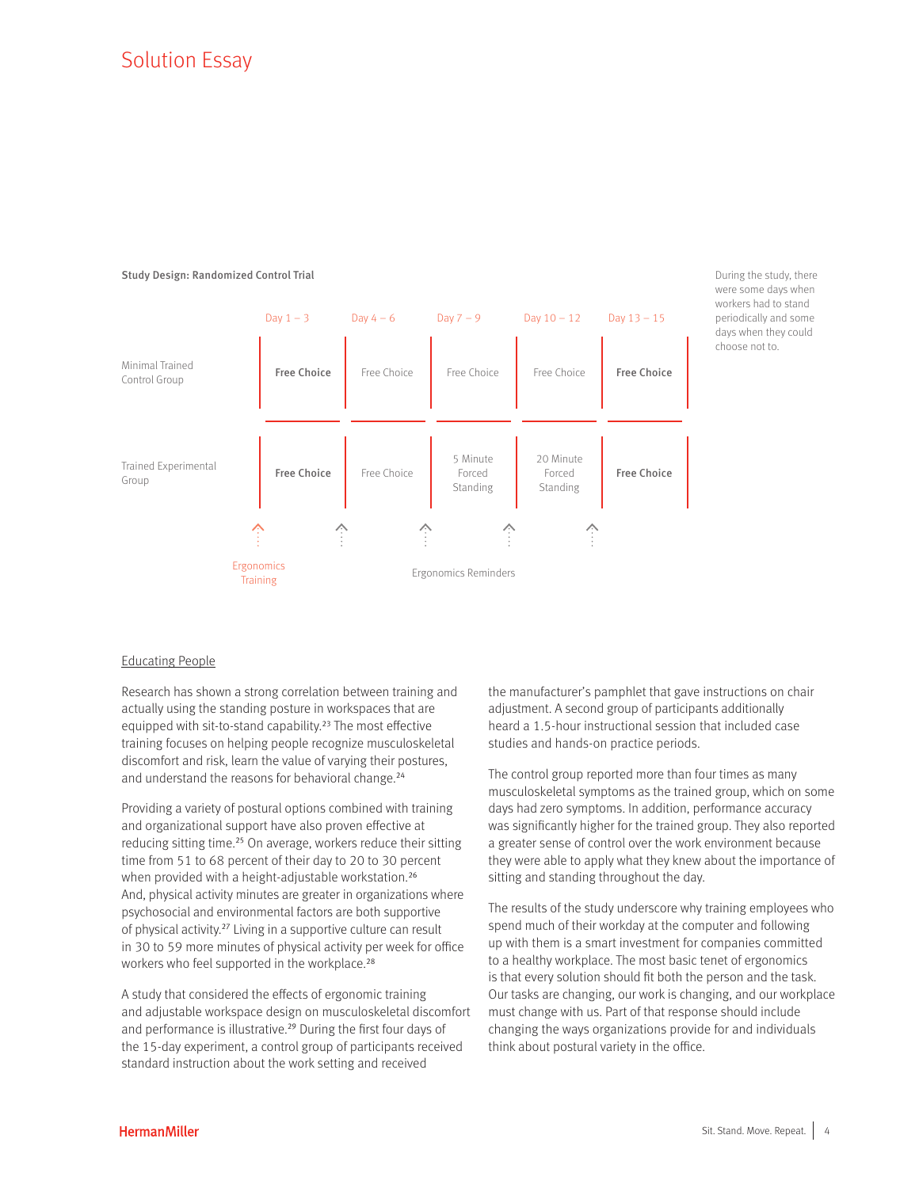## Solution Essay

**Study Design: Randomized Control Trial**

| | Day 1 – 3 | Day 4 – 6 | Day 7 – 9 | Day 10 – 12 | Day 13 – 15 |
|---|---|---|---|---|---|
| Minimal Trained Control Group | **Free Choice** | Free Choice | Free Choice | Free Choice | **Free Choice** |
| Trained Experimental Group | **Free Choice** | Free Choice | 5 Minute Forced Standing | 20 Minute Forced Standing | **Free Choice** |

Ergonomics Training

Ergonomics Reminders

During the study, there were some days when workers had to stand periodically and some days when they could choose not to.

### Educating People

Research has shown a strong correlation between training and actually using the standing posture in workspaces that are equipped with sit-to-stand capability.[23] The most effective training focuses on helping people recognize musculoskeletal discomfort and risk, learn the value of varying their postures, and understand the reasons for behavioral change.[24]

Providing a variety of postural options combined with training and organizational support have also proven effective at reducing sitting time.[25] On average, workers reduce their sitting time from 51 to 68 percent of their day to 20 to 30 percent when provided with a height-adjustable workstation.[26] And, physical activity minutes are greater in organizations where psychosocial and environmental factors are both supportive of physical activity.[27] Living in a supportive culture can result in 30 to 59 more minutes of physical activity per week for office workers who feel supported in the workplace.[28]

A study that considered the effects of ergonomic training and adjustable workspace design on musculoskeletal discomfort and performance is illustrative.[29] During the first four days of the 15-day experiment, a control group of participants received standard instruction about the work setting and received the manufacturer's pamphlet that gave instructions on chair adjustment. A second group of participants additionally heard a 1.5-hour instructional session that included case studies and hands-on practice periods.

The control group reported more than four times as many musculoskeletal symptoms as the trained group, which on some days had zero symptoms. In addition, performance accuracy was significantly higher for the trained group. They also reported a greater sense of control over the work environment because they were able to apply what they knew about the importance of sitting and standing throughout the day.

The results of the study underscore why training employees who spend much of their workday at the computer and following up with them is a smart investment for companies committed to a healthy workplace. The most basic tenet of ergonomics is that every solution should fit both the person and the task. Our tasks are changing, our work is changing, and our workplace must change with us. Part of that response should include changing the ways organizations provide for and individuals think about postural variety in the office.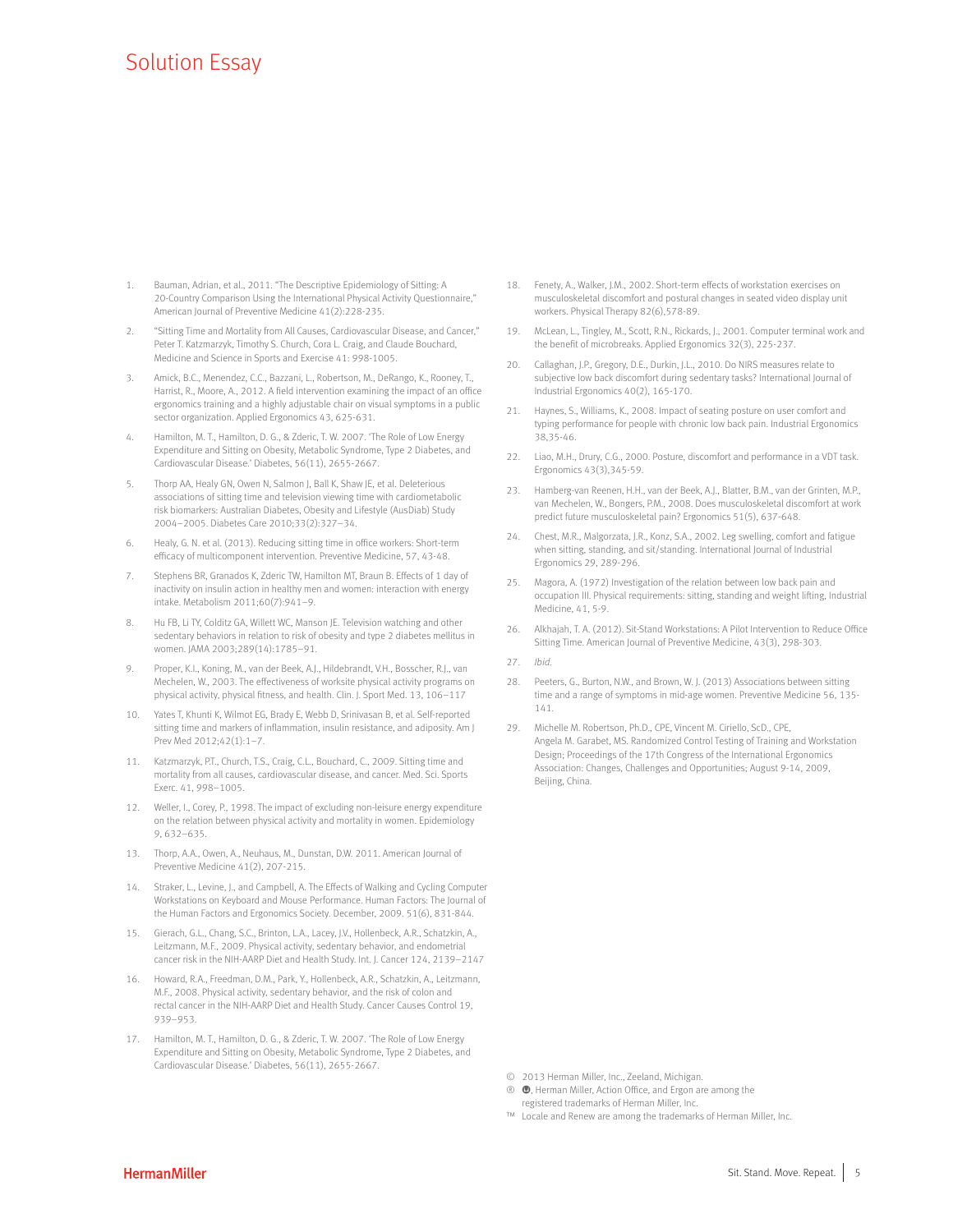# Solution Essay

1. Bauman, Adrian, et al., 2011. "The Descriptive Epidemiology of Sitting: A 20-Country Comparison Using the International Physical Activity Questionnaire," American Journal of Preventive Medicine 41(2):228-235.
2. "Sitting Time and Mortality from All Causes, Cardiovascular Disease, and Cancer," Peter T. Katzmarzyk, Timothy S. Church, Cora L. Craig, and Claude Bouchard, Medicine and Science in Sports and Exercise 41: 998-1005.
3. Amick, B.C., Menendez, C.C., Bazzani, L., Robertson, M., DeRango, K., Rooney, T., Harrist, R., Moore, A., 2012. A field intervention examining the impact of an office ergonomics training and a highly adjustable chair on visual symptoms in a public sector organization. Applied Ergonomics 43, 625-631.
4. Hamilton, M. T., Hamilton, D. G., & Zderic, T. W. 2007. 'The Role of Low Energy Expenditure and Sitting on Obesity, Metabolic Syndrome, Type 2 Diabetes, and Cardiovascular Disease.' Diabetes, 56(11), 2655-2667.
5. Thorp AA, Healy GN, Owen N, Salmon J, Ball K, Shaw JE, et al. Deleterious associations of sitting time and television viewing time with cardiometabolic risk biomarkers: Australian Diabetes, Obesity and Lifestyle (AusDiab) Study 2004–2005. Diabetes Care 2010;33(2):327–34.
6. Healy, G. N. et al. (2013). Reducing sitting time in office workers: Short-term efficacy of multicomponent intervention. Preventive Medicine, 57, 43-48.
7. Stephens BR, Granados K, Zderic TW, Hamilton MT, Braun B. Effects of 1 day of inactivity on insulin action in healthy men and women: interaction with energy intake. Metabolism 2011;60(7):941–9.
8. Hu FB, Li TY, Colditz GA, Willett WC, Manson JE. Television watching and other sedentary behaviors in relation to risk of obesity and type 2 diabetes mellitus in women. JAMA 2003;289(14):1785–91.
9. Proper, K.I., Koning, M., van der Beek, A.J., Hildebrandt, V.H., Bosscher, R.J., van Mechelen, W., 2003. The effectiveness of worksite physical activity programs on physical activity, physical fitness, and health. Clin. J. Sport Med. 13, 106–117
10. Yates T, Khunti K, Wilmot EG, Brady E, Webb D, Srinivasan B, et al. Self-reported sitting time and markers of inflammation, insulin resistance, and adiposity. Am J Prev Med 2012;42(1):1–7.
11. Katzmarzyk, P.T., Church, T.S., Craig, C.L., Bouchard, C., 2009. Sitting time and mortality from all causes, cardiovascular disease, and cancer. Med. Sci. Sports Exerc. 41, 998–1005.
12. Weller, I., Corey, P., 1998. The impact of excluding non-leisure energy expenditure on the relation between physical activity and mortality in women. Epidemiology 9, 632–635.
13. Thorp, A.A., Owen, A., Neuhaus, M., Dunstan, D.W. 2011. American Journal of Preventive Medicine 41(2), 207-215.
14. Straker, L., Levine, J., and Campbell, A. The Effects of Walking and Cycling Computer Workstations on Keyboard and Mouse Performance. Human Factors: The Journal of the Human Factors and Ergonomics Society. December, 2009. 51(6), 831-844.
15. Gierach, G.L., Chang, S.C., Brinton, L.A., Lacey, J.V., Hollenbeck, A.R., Schatzkin, A., Leitzmann, M.F., 2009. Physical activity, sedentary behavior, and endometrial cancer risk in the NIH-AARP Diet and Health Study. Int. J. Cancer 124, 2139–2147
16. Howard, R.A., Freedman, D.M., Park, Y., Hollenbeck, A.R., Schatzkin, A., Leitzmann, M.F., 2008. Physical activity, sedentary behavior, and the risk of colon and rectal cancer in the NIH-AARP Diet and Health Study. Cancer Causes Control 19, 939–953.
17. Hamilton, M. T., Hamilton, D. G., & Zderic, T. W. 2007. 'The Role of Low Energy Expenditure and Sitting on Obesity, Metabolic Syndrome, Type 2 Diabetes, and Cardiovascular Disease.' Diabetes, 56(11), 2655-2667.
18. Fenety, A., Walker, J.M., 2002. Short-term effects of workstation exercises on musculoskeletal discomfort and postural changes in seated video display unit workers. Physical Therapy 82(6),578-89.
19. McLean, L., Tingley, M., Scott, R.N., Rickards, J., 2001. Computer terminal work and the benefit of microbreaks. Applied Ergonomics 32(3), 225-237.
20. Callaghan, J.P., Gregory, D.E., Durkin, J.L., 2010. Do NIRS measures relate to subjective low back discomfort during sedentary tasks? International Journal of Industrial Ergonomics 40(2), 165-170.
21. Haynes, S., Williams, K., 2008. Impact of seating posture on user comfort and typing performance for people with chronic low back pain. Industrial Ergonomics 38,35-46.
22. Liao, M.H., Drury, C.G., 2000. Posture, discomfort and performance in a VDT task. Ergonomics 43(3),345-59.
23. Hamberg-van Reenen, H.H., van der Beek, A.J., Blatter, B.M., van der Grinten, M.P., van Mechelen, W., Bongers, P.M., 2008. Does musculoskeletal discomfort at work predict future musculoskeletal pain? Ergonomics 51(5), 637-648.
24. Chest, M.R., Malgorzata, J.R., Konz, S.A., 2002. Leg swelling, comfort and fatigue when sitting, standing, and sit/standing. International Journal of Industrial Ergonomics 29, 289-296.
25. Magora, A. (1972) Investigation of the relation between low back pain and occupation III. Physical requirements: sitting, standing and weight lifting, Industrial Medicine, 41, 5-9.
26. Alkhajah, T. A. (2012). Sit-Stand Workstations: A Pilot Intervention to Reduce Office Sitting Time. American Journal of Preventive Medicine, 43(3), 298-303.
27. *Ibid.*
28. Peeters, G., Burton, N.W., and Brown, W. J. (2013) Associations between sitting time and a range of symptoms in mid-age women. Preventive Medicine 56, 135-141.
29. Michelle M. Robertson, Ph.D., CPE, Vincent M. Ciriello, ScD., CPE, Angela M. Garabet, MS. Randomized Control Testing of Training and Workstation Design; Proceedings of the 17th Congress of the International Ergonomics Association: Changes, Challenges and Opportunities; August 9-14, 2009, Beijing, China.

© 2013 Herman Miller, Inc., Zeeland, Michigan.
® ⓗ, Herman Miller, Action Office, and Ergon are among the registered trademarks of Herman Miller, Inc.
™ Locale and Renew are among the trademarks of Herman Miller, Inc.